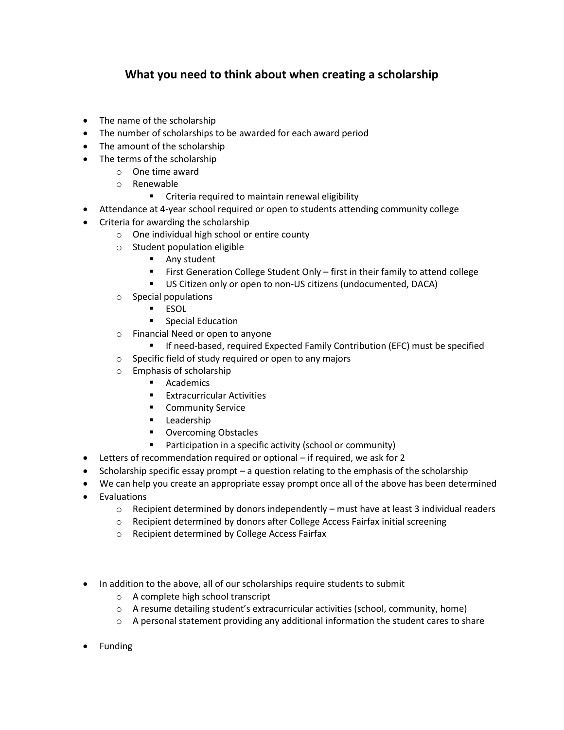# What you need to think about when creating a scholarship

- The name of the scholarship
- The number of scholarships to be awarded for each award period
- The amount of the scholarship
- The terms of the scholarship
  - One time award
  - Renewable
    - Criteria required to maintain renewal eligibility
- Attendance at 4-year school required or open to students attending community college
- Criteria for awarding the scholarship
  - One individual high school or entire county
  - Student population eligible
    - Any student
    - First Generation College Student Only – first in their family to attend college
    - US Citizen only or open to non-US citizens (undocumented, DACA)
  - Special populations
    - ESOL
    - Special Education
  - Financial Need or open to anyone
    - If need-based, required Expected Family Contribution (EFC) must be specified
  - Specific field of study required or open to any majors
  - Emphasis of scholarship
    - Academics
    - Extracurricular Activities
    - Community Service
    - Leadership
    - Overcoming Obstacles
    - Participation in a specific activity (school or community)
- Letters of recommendation required or optional – if required, we ask for 2
- Scholarship specific essay prompt – a question relating to the emphasis of the scholarship
- We can help you create an appropriate essay prompt once all of the above has been determined
- Evaluations
  - Recipient determined by donors independently – must have at least 3 individual readers
  - Recipient determined by donors after College Access Fairfax initial screening
  - Recipient determined by College Access Fairfax

- In addition to the above, all of our scholarships require students to submit
  - A complete high school transcript
  - A resume detailing student's extracurricular activities (school, community, home)
  - A personal statement providing any additional information the student cares to share

- Funding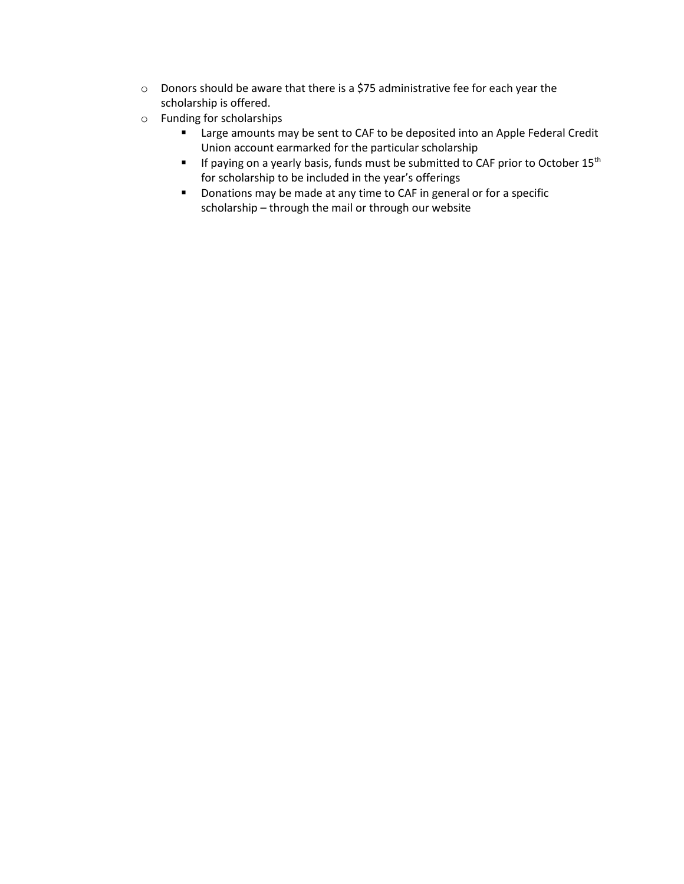- Donors should be aware that there is a $75 administrative fee for each year the scholarship is offered.
- Funding for scholarships
  - Large amounts may be sent to CAF to be deposited into an Apple Federal Credit Union account earmarked for the particular scholarship
  - If paying on a yearly basis, funds must be submitted to CAF prior to October 15th for scholarship to be included in the year's offerings
  - Donations may be made at any time to CAF in general or for a specific scholarship – through the mail or through our website